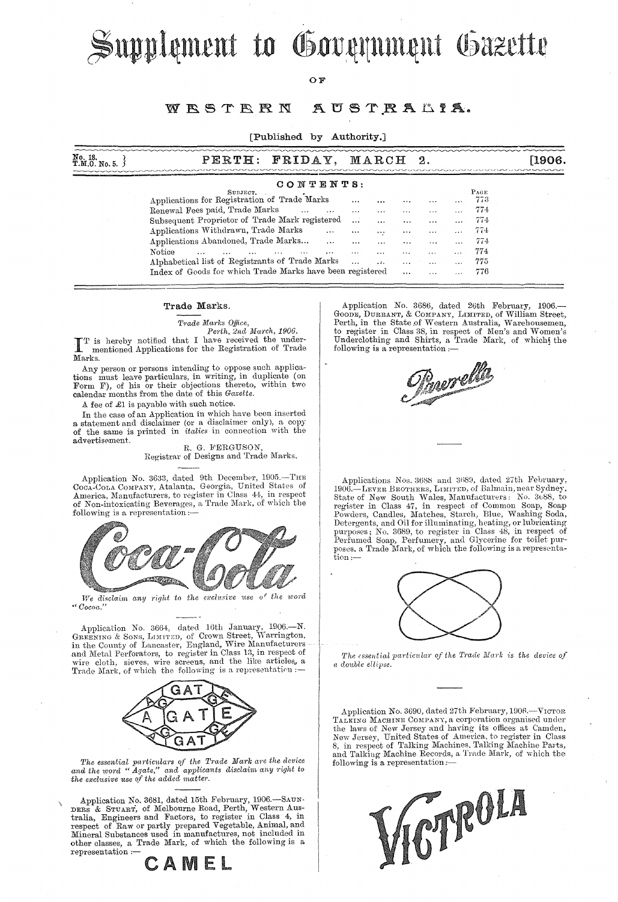# Supplement to Government Gazette

OF

# WESTERN AUSTRALIA.

[Published by Authority.]

No. 18.
T.M.O. No. 5.

PERTH: FRIDAY, MARCH 2. [1906.

## CONTENTS:

| SUBJECT. | PAGE |
|---|---|
| Applications for Registration of Trade Marks ... ... ... ... ... | 773 |
| Renewal Fees paid, Trade Marks ... ... ... ... ... ... | 774 |
| Subsequent Proprietor of Trade Mark registered ... ... ... ... | 774 |
| Applications Withdrawn, Trade Marks ... ... ... ... ... | 774 |
| Applications Abandoned, Trade Marks... ... ... ... ... | 774 |
| Notice ... ... ... ... ... ... ... ... ... | 774 |
| Alphabetical list of Registrants of Trade Marks ... ... ... ... | 775 |
| Index of Goods for which Trade Marks have been registered ... ... | 776 |

## Trade Marks.

*Trade Marks Office,*
*Perth, 2nd March, 1906.*

IT is hereby notified that I have received the under-mentioned Applications for the Registration of Trade Marks.

Any person or persons intending to oppose such applications must leave particulars, in writing, in duplicate (on Form F), of his or their objections thereto, within two calendar months from the date of this *Gazette.*

A fee of £1 is payable with such notice.

In the case of an Application in which have been inserted a statement and disclaimer (or a disclaimer only), a copy of the same is printed in *italics* in connection with the advertisement.

R. G. FERGUSON,
Registrar of Designs and Trade Marks.

Application No. 3633, dated 9th December, 1905.—THE COCA-COLA COMPANY, Atalanta, Georgia, United States of America, Manufacturers, to register in Class 44, in respect of Non-intoxicating Beverages, a Trade Mark, of which the following is a representation:—

Coca-Cola TRADE MARK

*We disclaim any right to the exclusive use of the word "Cocoa."*

Application No. 3664, dated 16th January, 1906.—N. GREENING & SONS, LIMITED, of Crown Street, Warrington, in the County of Lancaster, England, Wire Manufacturers and Metal Perforators, to register in Class 13, in respect of wire cloth, sieves, wire screens, and the like articles, a Trade Mark, of which the following is a representation:—

GAT / AGATE / GAT

*The essential particulars of the Trade Mark are the device and the word "Agate," and applicants disclaim any right to the exclusive use of the added matter.*

Application No. 3681, dated 15th February, 1906.—SAUNDERS & STUART, of Melbourne Road, Perth, Western Australia, Engineers and Factors, to register in Class 4, in respect of Raw or partly prepared Vegetable, Animal, and Mineral Substances used in manufactures, not included in other classes, a Trade Mark, of which the following is a representation:—

CAMEL

Application No. 3686, dated 26th February, 1906.—GOODE, DURRANT, & COMPANY, LIMITED, of William Street, Perth, in the State of Western Australia, Warehousemen, to register in Class 38, in respect of Men's and Women's Underclothing and Shirts, a Trade Mark, of which the following is a representation:—

Pavrella

Applications Nos. 3688 and 3689, dated 27th February, 1906.—LEVER BROTHERS, LIMITED, of Balmain, near Sydney, State of New South Wales, Manufacturers: No. 3688, to register in Class 47, in respect of Common Soap, Soap Powders, Candles, Matches, Starch, Blue, Washing Soda, Detergents, and Oil for illuminating, heating, or lubricating purposes; No. 3689, to register in Class 48, in respect of Perfumed Soap, Perfumery, and Glycerine for toilet purposes, a Trade Mark, of which the following is a representation:—

*The essential particular of the Trade Mark is the device of a double ellipse.*

Application No. 3690, dated 27th February, 1906.—VICTOR TALKING MACHINE COMPANY, a corporation organised under the laws of New Jersey and having its offices at Camden, New Jersey, United States of America, to register in Class 8, in respect of Talking Machines, Talking Machine Parts, and Talking Machine Records, a Trade Mark, of which the following is a representation:—

VICTROLA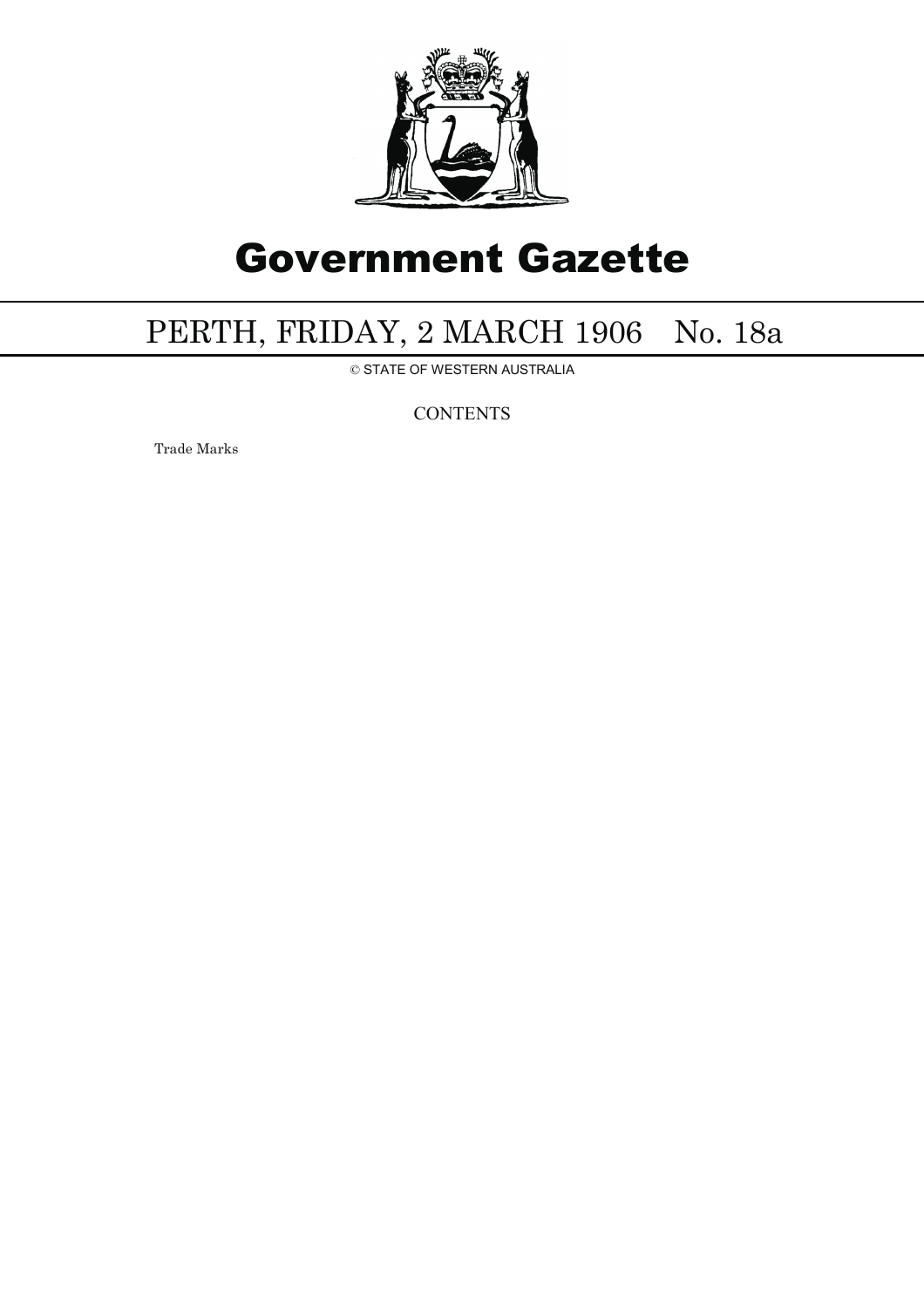# Government Gazette

## PERTH, FRIDAY, 2 MARCH 1906 No. 18a

© STATE OF WESTERN AUSTRALIA

CONTENTS

Trade Marks